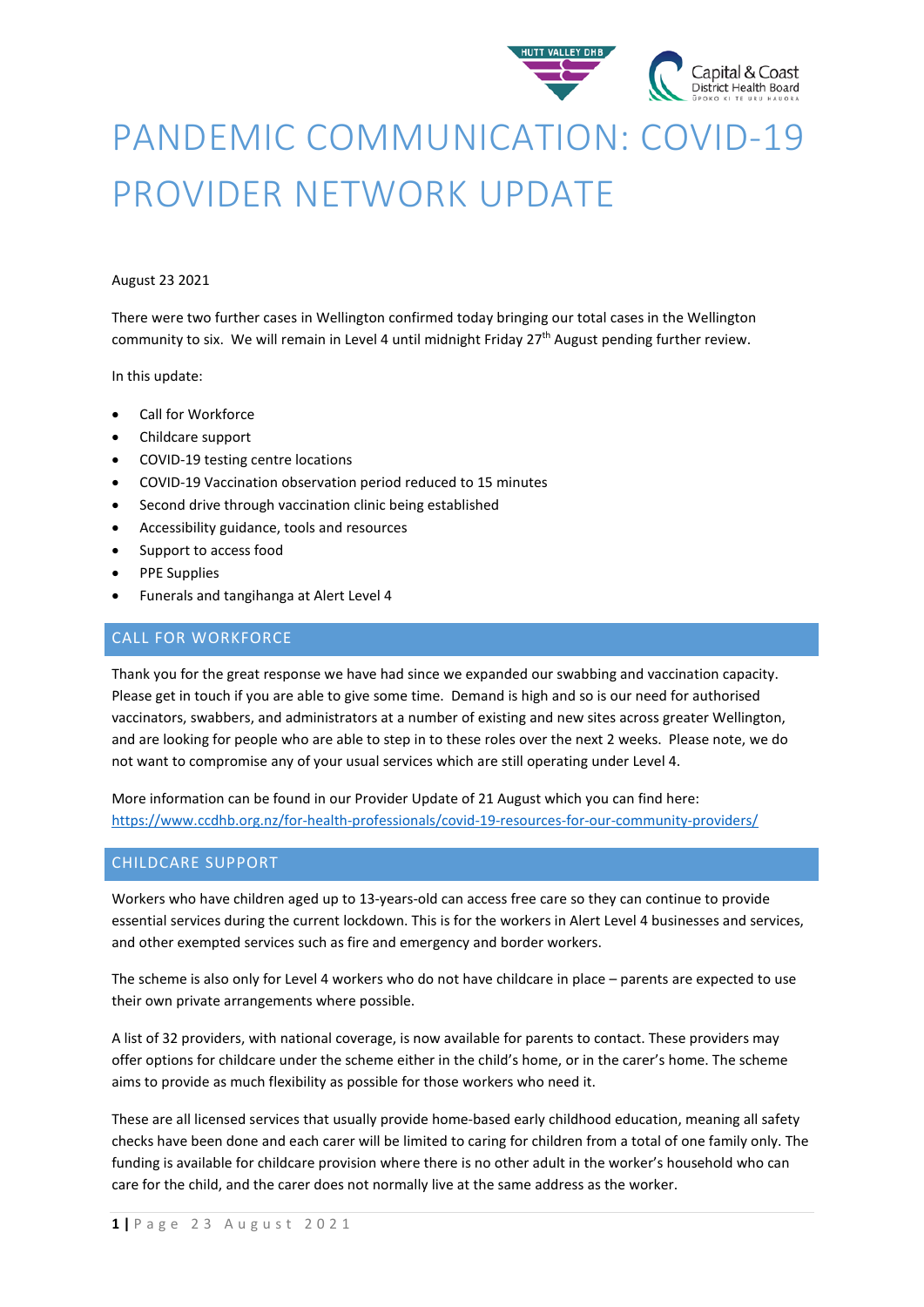# PANDEMIC COMMUNICATION: COVID-19 PROVIDER NETWORK UPDATE

August 23 2021

There were two further cases in Wellington confirmed today bringing our total cases in the Wellington community to six. We will remain in Level 4 until midnight Friday 27th August pending further review.

In this update:

- Call for Workforce
- Childcare support
- COVID-19 testing centre locations
- COVID-19 Vaccination observation period reduced to 15 minutes
- Second drive through vaccination clinic being established
- Accessibility guidance, tools and resources
- Support to access food
- PPE Supplies
- Funerals and tangihanga at Alert Level 4

## CALL FOR WORKFORCE

Thank you for the great response we have had since we expanded our swabbing and vaccination capacity. Please get in touch if you are able to give some time. Demand is high and so is our need for authorised vaccinators, swabbers, and administrators at a number of existing and new sites across greater Wellington, and are looking for people who are able to step in to these roles over the next 2 weeks. Please note, we do not want to compromise any of your usual services which are still operating under Level 4.

More information can be found in our Provider Update of 21 August which you can find here: https://www.ccdhb.org.nz/for-health-professionals/covid-19-resources-for-our-community-providers/

## CHILDCARE SUPPORT

Workers who have children aged up to 13-years-old can access free care so they can continue to provide essential services during the current lockdown. This is for the workers in Alert Level 4 businesses and services, and other exempted services such as fire and emergency and border workers.

The scheme is also only for Level 4 workers who do not have childcare in place – parents are expected to use their own private arrangements where possible.

A list of 32 providers, with national coverage, is now available for parents to contact. These providers may offer options for childcare under the scheme either in the child's home, or in the carer's home. The scheme aims to provide as much flexibility as possible for those workers who need it.

These are all licensed services that usually provide home-based early childhood education, meaning all safety checks have been done and each carer will be limited to caring for children from a total of one family only. The funding is available for childcare provision where there is no other adult in the worker's household who can care for the child, and the carer does not normally live at the same address as the worker.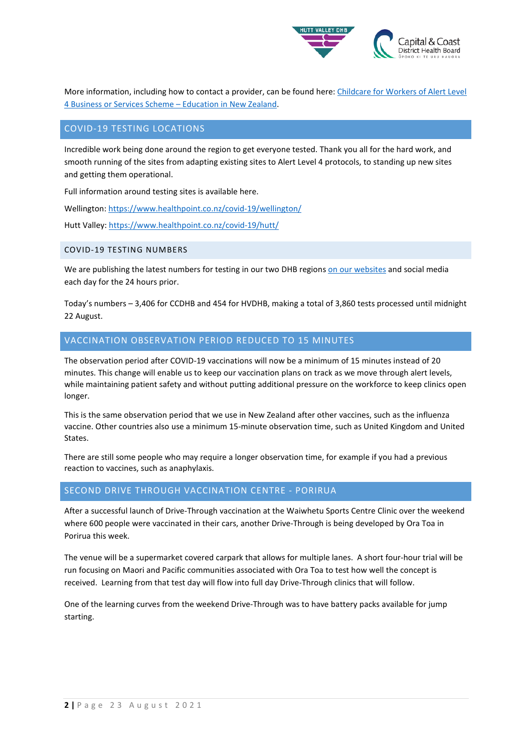More information, including how to contact a provider, can be found here: [Childcare for Workers of Alert Level 4 Business or Services Scheme – Education in New Zealand](#).

## COVID-19 TESTING LOCATIONS

Incredible work being done around the region to get everyone tested. Thank you all for the hard work, and smooth running of the sites from adapting existing sites to Alert Level 4 protocols, to standing up new sites and getting them operational.

Full information around testing sites is available here.

Wellington: https://www.healthpoint.co.nz/covid-19/wellington/

Hutt Valley: https://www.healthpoint.co.nz/covid-19/hutt/

### COVID-19 TESTING NUMBERS

We are publishing the latest numbers for testing in our two DHB regions [on our websites](#) and social media each day for the 24 hours prior.

Today's numbers – 3,406 for CCDHB and 454 for HVDHB, making a total of 3,860 tests processed until midnight 22 August.

## VACCINATION OBSERVATION PERIOD REDUCED TO 15 MINUTES

The observation period after COVID-19 vaccinations will now be a minimum of 15 minutes instead of 20 minutes. This change will enable us to keep our vaccination plans on track as we move through alert levels, while maintaining patient safety and without putting additional pressure on the workforce to keep clinics open longer.

This is the same observation period that we use in New Zealand after other vaccines, such as the influenza vaccine. Other countries also use a minimum 15-minute observation time, such as United Kingdom and United States.

There are still some people who may require a longer observation time, for example if you had a previous reaction to vaccines, such as anaphylaxis.

## SECOND DRIVE THROUGH VACCINATION CENTRE - PORIRUA

After a successful launch of Drive-Through vaccination at the Waiwhetu Sports Centre Clinic over the weekend where 600 people were vaccinated in their cars, another Drive-Through is being developed by Ora Toa in Porirua this week.

The venue will be a supermarket covered carpark that allows for multiple lanes. A short four-hour trial will be run focusing on Maori and Pacific communities associated with Ora Toa to test how well the concept is received. Learning from that test day will flow into full day Drive-Through clinics that will follow.

One of the learning curves from the weekend Drive-Through was to have battery packs available for jump starting.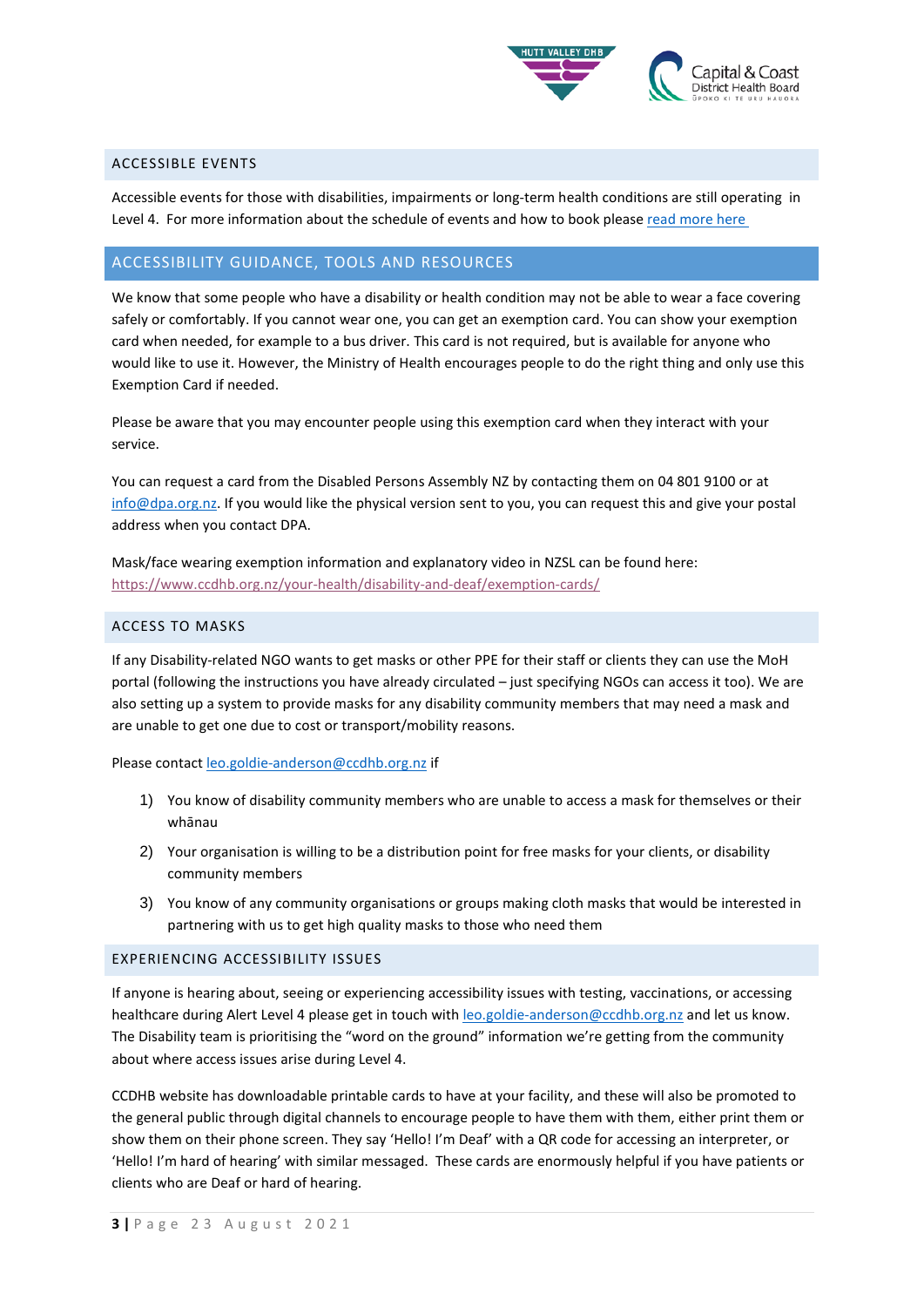## ACCESSIBLE EVENTS

Accessible events for those with disabilities, impairments or long-term health conditions are still operating in Level 4. For more information about the schedule of events and how to book please [read more here](#)

## ACCESSIBILITY GUIDANCE, TOOLS AND RESOURCES

We know that some people who have a disability or health condition may not be able to wear a face covering safely or comfortably. If you cannot wear one, you can get an exemption card. You can show your exemption card when needed, for example to a bus driver. This card is not required, but is available for anyone who would like to use it. However, the Ministry of Health encourages people to do the right thing and only use this Exemption Card if needed.

Please be aware that you may encounter people using this exemption card when they interact with your service.

You can request a card from the Disabled Persons Assembly NZ by contacting them on 04 801 9100 or at info@dpa.org.nz. If you would like the physical version sent to you, you can request this and give your postal address when you contact DPA.

Mask/face wearing exemption information and explanatory video in NZSL can be found here: https://www.ccdhb.org.nz/your-health/disability-and-deaf/exemption-cards/

## ACCESS TO MASKS

If any Disability-related NGO wants to get masks or other PPE for their staff or clients they can use the MoH portal (following the instructions you have already circulated – just specifying NGOs can access it too). We are also setting up a system to provide masks for any disability community members that may need a mask and are unable to get one due to cost or transport/mobility reasons.

Please contact leo.goldie-anderson@ccdhb.org.nz if

1) You know of disability community members who are unable to access a mask for themselves or their whānau
2) Your organisation is willing to be a distribution point for free masks for your clients, or disability community members
3) You know of any community organisations or groups making cloth masks that would be interested in partnering with us to get high quality masks to those who need them

## EXPERIENCING ACCESSIBILITY ISSUES

If anyone is hearing about, seeing or experiencing accessibility issues with testing, vaccinations, or accessing healthcare during Alert Level 4 please get in touch with leo.goldie-anderson@ccdhb.org.nz and let us know. The Disability team is prioritising the "word on the ground" information we're getting from the community about where access issues arise during Level 4.

CCDHB website has downloadable printable cards to have at your facility, and these will also be promoted to the general public through digital channels to encourage people to have them with them, either print them or show them on their phone screen. They say 'Hello! I'm Deaf' with a QR code for accessing an interpreter, or 'Hello! I'm hard of hearing' with similar messaged. These cards are enormously helpful if you have patients or clients who are Deaf or hard of hearing.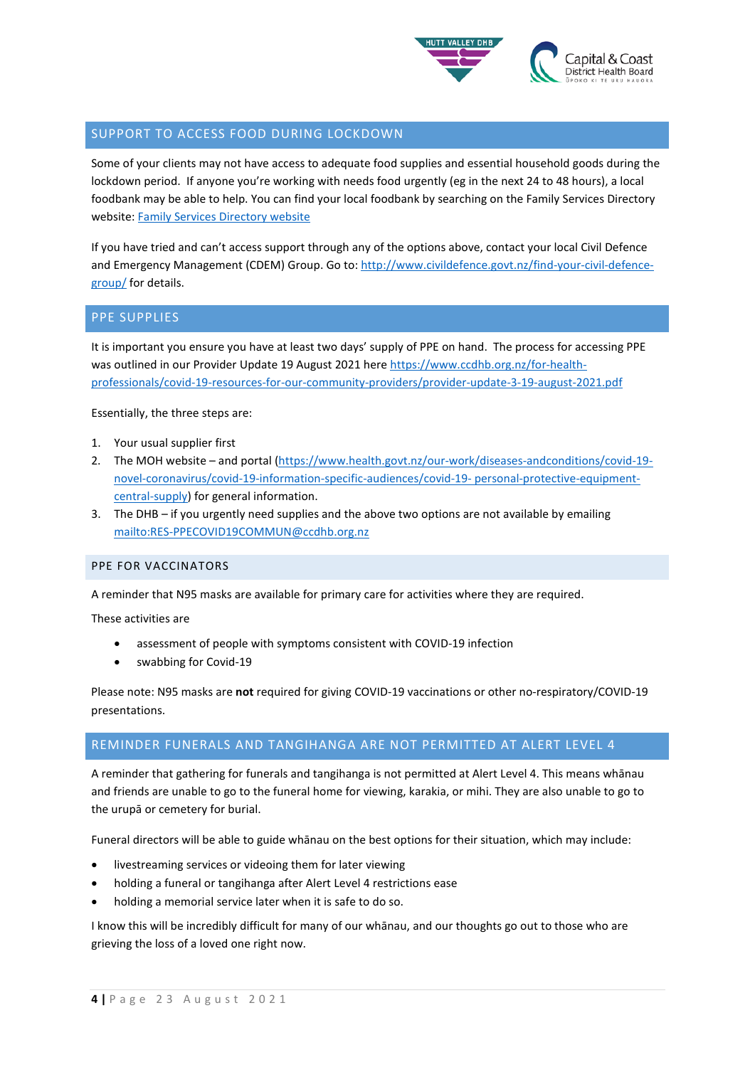## SUPPORT TO ACCESS FOOD DURING LOCKDOWN

Some of your clients may not have access to adequate food supplies and essential household goods during the lockdown period. If anyone you're working with needs food urgently (eg in the next 24 to 48 hours), a local foodbank may be able to help. You can find your local foodbank by searching on the Family Services Directory website: [Family Services Directory website]()

If you have tried and can't access support through any of the options above, contact your local Civil Defence and Emergency Management (CDEM) Group. Go to: http://www.civildefence.govt.nz/find-your-civil-defence-group/ for details.

## PPE SUPPLIES

It is important you ensure you have at least two days' supply of PPE on hand. The process for accessing PPE was outlined in our Provider Update 19 August 2021 here https://www.ccdhb.org.nz/for-health-professionals/covid-19-resources-for-our-community-providers/provider-update-3-19-august-2021.pdf

Essentially, the three steps are:

1. Your usual supplier first
2. The MOH website – and portal (https://www.health.govt.nz/our-work/diseases-andconditions/covid-19-novel-coronavirus/covid-19-information-specific-audiences/covid-19- personal-protective-equipment-central-supply) for general information.
3. The DHB – if you urgently need supplies and the above two options are not available by emailing mailto:RES-PPECOVID19COMMUN@ccdhb.org.nz

### PPE FOR VACCINATORS

A reminder that N95 masks are available for primary care for activities where they are required.

These activities are

- assessment of people with symptoms consistent with COVID-19 infection
- swabbing for Covid-19

Please note: N95 masks are **not** required for giving COVID-19 vaccinations or other no-respiratory/COVID-19 presentations.

## REMINDER FUNERALS AND TANGIHANGA ARE NOT PERMITTED AT ALERT LEVEL 4

A reminder that gathering for funerals and tangihanga is not permitted at Alert Level 4. This means whānau and friends are unable to go to the funeral home for viewing, karakia, or mihi. They are also unable to go to the urupā or cemetery for burial.

Funeral directors will be able to guide whānau on the best options for their situation, which may include:

- livestreaming services or videoing them for later viewing
- holding a funeral or tangihanga after Alert Level 4 restrictions ease
- holding a memorial service later when it is safe to do so.

I know this will be incredibly difficult for many of our whānau, and our thoughts go out to those who are grieving the loss of a loved one right now.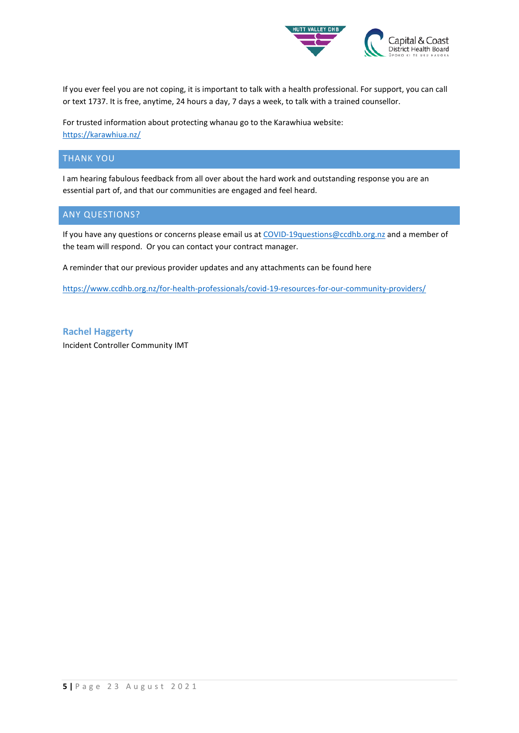If you ever feel you are not coping, it is important to talk with a health professional. For support, you can call or text 1737. It is free, anytime, 24 hours a day, 7 days a week, to talk with a trained counsellor.

For trusted information about protecting whanau go to the Karawhiua website: https://karawhiua.nz/

## THANK YOU

I am hearing fabulous feedback from all over about the hard work and outstanding response you are an essential part of, and that our communities are engaged and feel heard.

## ANY QUESTIONS?

If you have any questions or concerns please email us at COVID-19questions@ccdhb.org.nz and a member of the team will respond. Or you can contact your contract manager.

A reminder that our previous provider updates and any attachments can be found here

https://www.ccdhb.org.nz/for-health-professionals/covid-19-resources-for-our-community-providers/

**Rachel Haggerty**

Incident Controller Community IMT